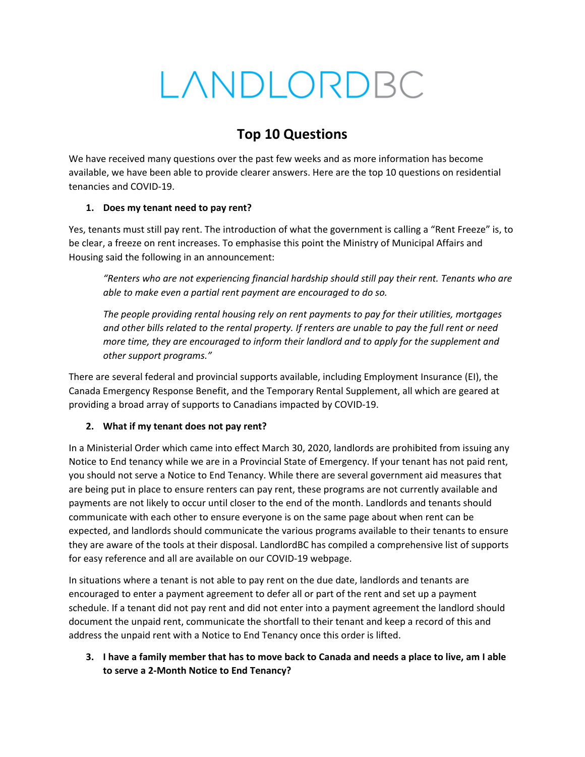# LANDLORDBC

## Top 10 Questions

We have received many questions over the past few weeks and as more information has become available, we have been able to provide clearer answers. Here are the top 10 questions on residential tenancies and COVID-19.

### 1. Does my tenant need to pay rent?

Yes, tenants must still pay rent. The introduction of what the government is calling a "Rent Freeze" is, to be clear, a freeze on rent increases. To emphasise this point the Ministry of Municipal Affairs and Housing said the following in an announcement:

> *"Renters who are not experiencing financial hardship should still pay their rent. Tenants who are able to make even a partial rent payment are encouraged to do so.*
>
> *The people providing rental housing rely on rent payments to pay for their utilities, mortgages and other bills related to the rental property. If renters are unable to pay the full rent or need more time, they are encouraged to inform their landlord and to apply for the supplement and other support programs."*

There are several federal and provincial supports available, including Employment Insurance (EI), the Canada Emergency Response Benefit, and the Temporary Rental Supplement, all which are geared at providing a broad array of supports to Canadians impacted by COVID-19.

### 2. What if my tenant does not pay rent?

In a Ministerial Order which came into effect March 30, 2020, landlords are prohibited from issuing any Notice to End tenancy while we are in a Provincial State of Emergency. If your tenant has not paid rent, you should not serve a Notice to End Tenancy. While there are several government aid measures that are being put in place to ensure renters can pay rent, these programs are not currently available and payments are not likely to occur until closer to the end of the month. Landlords and tenants should communicate with each other to ensure everyone is on the same page about when rent can be expected, and landlords should communicate the various programs available to their tenants to ensure they are aware of the tools at their disposal. LandlordBC has compiled a comprehensive list of supports for easy reference and all are available on our COVID-19 webpage.

In situations where a tenant is not able to pay rent on the due date, landlords and tenants are encouraged to enter a payment agreement to defer all or part of the rent and set up a payment schedule. If a tenant did not pay rent and did not enter into a payment agreement the landlord should document the unpaid rent, communicate the shortfall to their tenant and keep a record of this and address the unpaid rent with a Notice to End Tenancy once this order is lifted.

### 3. I have a family member that has to move back to Canada and needs a place to live, am I able to serve a 2-Month Notice to End Tenancy?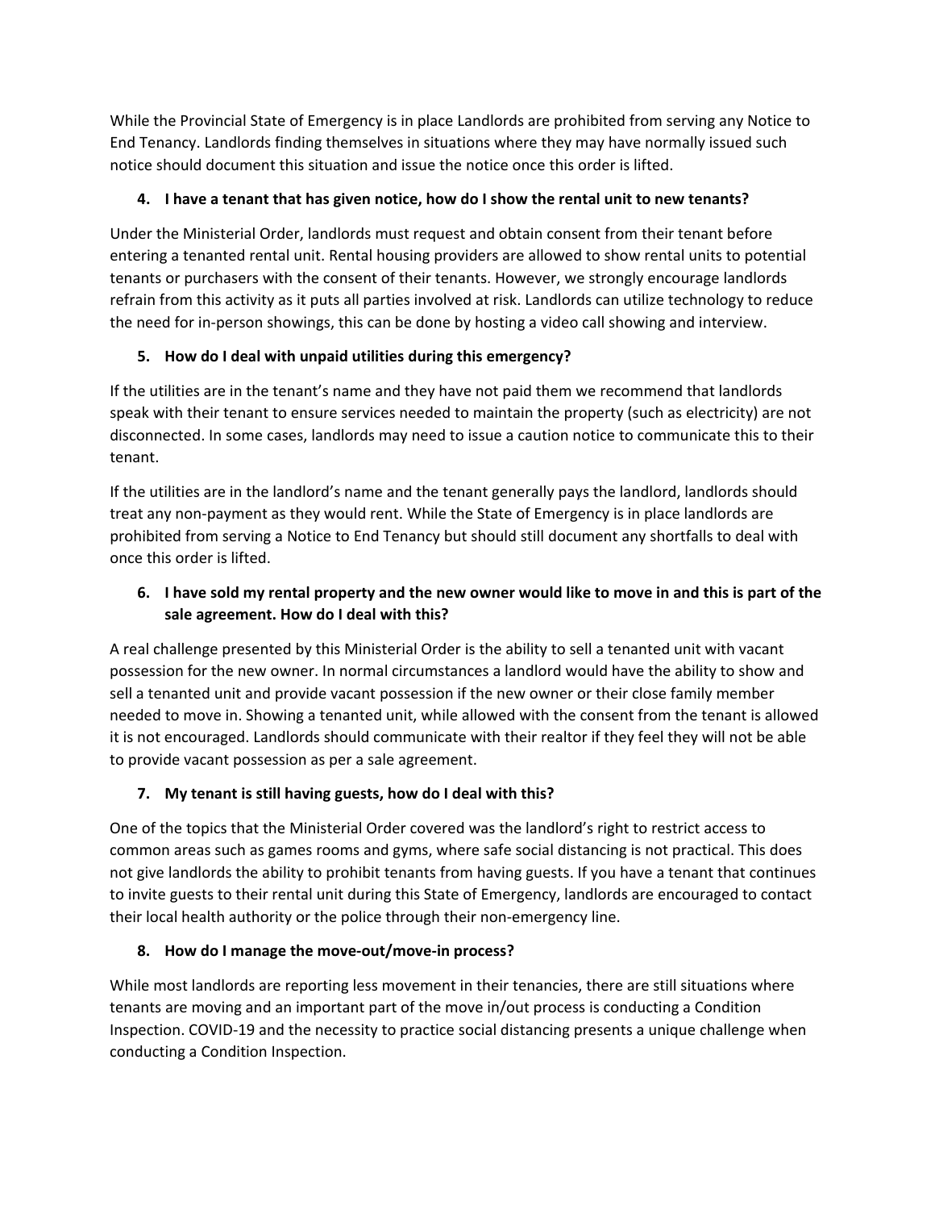While the Provincial State of Emergency is in place Landlords are prohibited from serving any Notice to End Tenancy. Landlords finding themselves in situations where they may have normally issued such notice should document this situation and issue the notice once this order is lifted.

4. **I have a tenant that has given notice, how do I show the rental unit to new tenants?**

Under the Ministerial Order, landlords must request and obtain consent from their tenant before entering a tenanted rental unit. Rental housing providers are allowed to show rental units to potential tenants or purchasers with the consent of their tenants. However, we strongly encourage landlords refrain from this activity as it puts all parties involved at risk. Landlords can utilize technology to reduce the need for in-person showings, this can be done by hosting a video call showing and interview.

5. **How do I deal with unpaid utilities during this emergency?**

If the utilities are in the tenant's name and they have not paid them we recommend that landlords speak with their tenant to ensure services needed to maintain the property (such as electricity) are not disconnected. In some cases, landlords may need to issue a caution notice to communicate this to their tenant.

If the utilities are in the landlord's name and the tenant generally pays the landlord, landlords should treat any non-payment as they would rent. While the State of Emergency is in place landlords are prohibited from serving a Notice to End Tenancy but should still document any shortfalls to deal with once this order is lifted.

6. **I have sold my rental property and the new owner would like to move in and this is part of the sale agreement. How do I deal with this?**

A real challenge presented by this Ministerial Order is the ability to sell a tenanted unit with vacant possession for the new owner. In normal circumstances a landlord would have the ability to show and sell a tenanted unit and provide vacant possession if the new owner or their close family member needed to move in. Showing a tenanted unit, while allowed with the consent from the tenant is allowed it is not encouraged. Landlords should communicate with their realtor if they feel they will not be able to provide vacant possession as per a sale agreement.

7. **My tenant is still having guests, how do I deal with this?**

One of the topics that the Ministerial Order covered was the landlord's right to restrict access to common areas such as games rooms and gyms, where safe social distancing is not practical. This does not give landlords the ability to prohibit tenants from having guests. If you have a tenant that continues to invite guests to their rental unit during this State of Emergency, landlords are encouraged to contact their local health authority or the police through their non-emergency line.

8. **How do I manage the move-out/move-in process?**

While most landlords are reporting less movement in their tenancies, there are still situations where tenants are moving and an important part of the move in/out process is conducting a Condition Inspection. COVID-19 and the necessity to practice social distancing presents a unique challenge when conducting a Condition Inspection.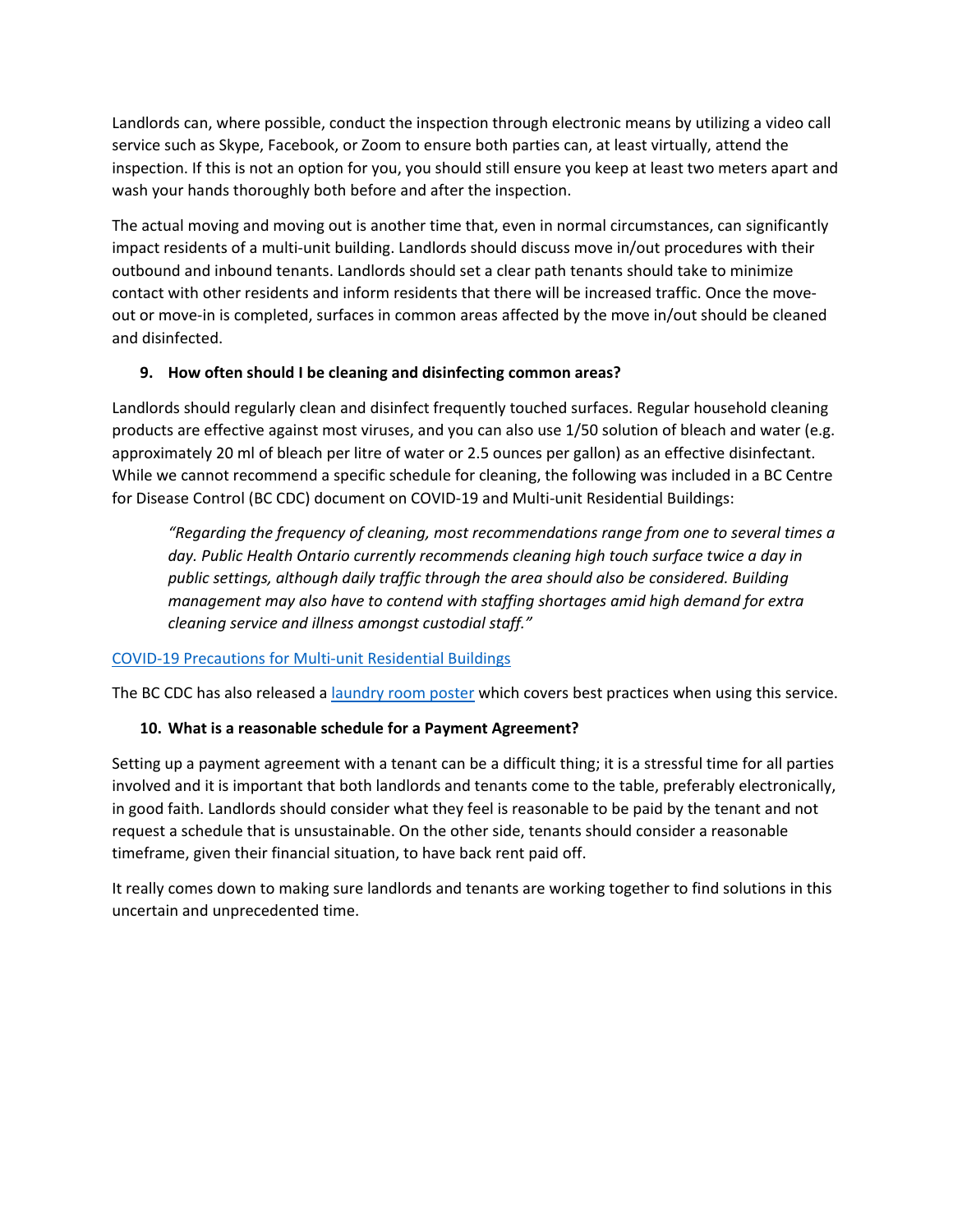Landlords can, where possible, conduct the inspection through electronic means by utilizing a video call service such as Skype, Facebook, or Zoom to ensure both parties can, at least virtually, attend the inspection. If this is not an option for you, you should still ensure you keep at least two meters apart and wash your hands thoroughly both before and after the inspection.

The actual moving and moving out is another time that, even in normal circumstances, can significantly impact residents of a multi-unit building. Landlords should discuss move in/out procedures with their outbound and inbound tenants. Landlords should set a clear path tenants should take to minimize contact with other residents and inform residents that there will be increased traffic. Once the move-out or move-in is completed, surfaces in common areas affected by the move in/out should be cleaned and disinfected.

**9. How often should I be cleaning and disinfecting common areas?**

Landlords should regularly clean and disinfect frequently touched surfaces. Regular household cleaning products are effective against most viruses, and you can also use 1/50 solution of bleach and water (e.g. approximately 20 ml of bleach per litre of water or 2.5 ounces per gallon) as an effective disinfectant. While we cannot recommend a specific schedule for cleaning, the following was included in a BC Centre for Disease Control (BC CDC) document on COVID-19 and Multi-unit Residential Buildings:

> *"Regarding the frequency of cleaning, most recommendations range from one to several times a day. Public Health Ontario currently recommends cleaning high touch surface twice a day in public settings, although daily traffic through the area should also be considered. Building management may also have to contend with staffing shortages amid high demand for extra cleaning service and illness amongst custodial staff."*

COVID-19 Precautions for Multi-unit Residential Buildings

The BC CDC has also released a laundry room poster which covers best practices when using this service.

**10. What is a reasonable schedule for a Payment Agreement?**

Setting up a payment agreement with a tenant can be a difficult thing; it is a stressful time for all parties involved and it is important that both landlords and tenants come to the table, preferably electronically, in good faith. Landlords should consider what they feel is reasonable to be paid by the tenant and not request a schedule that is unsustainable. On the other side, tenants should consider a reasonable timeframe, given their financial situation, to have back rent paid off.

It really comes down to making sure landlords and tenants are working together to find solutions in this uncertain and unprecedented time.